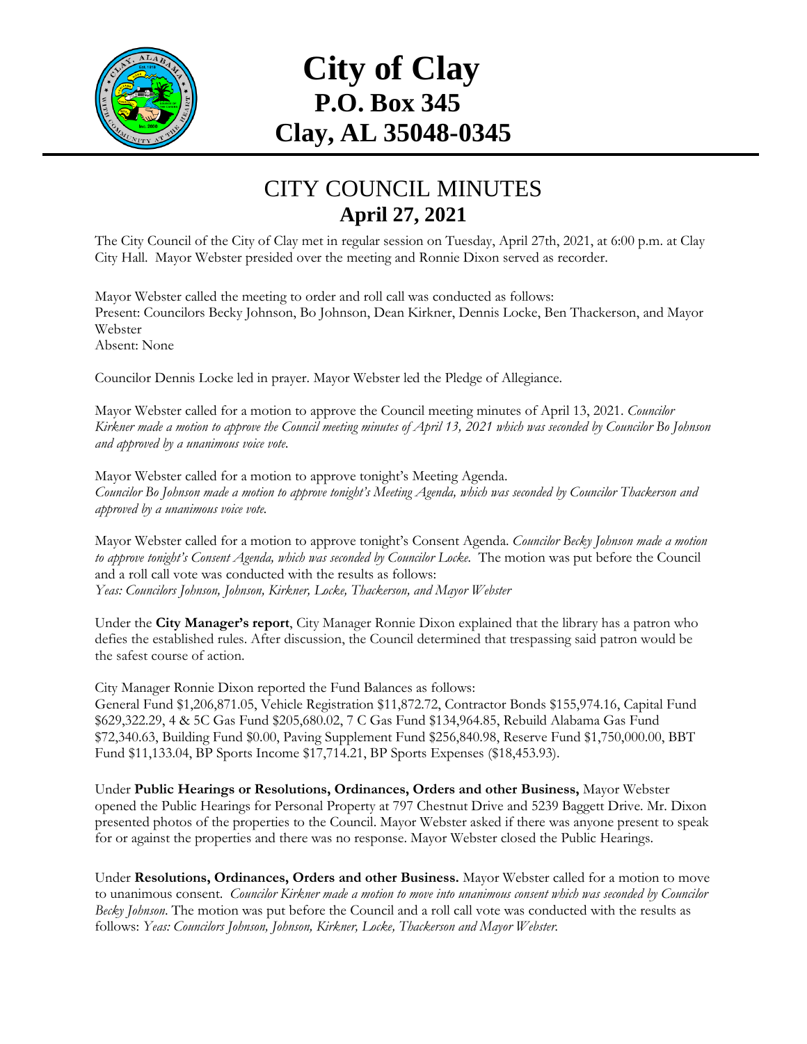# City of Clay
## P.O. Box 345
## Clay, AL 35048-0345

## CITY COUNCIL MINUTES
### April 27, 2021

The City Council of the City of Clay met in regular session on Tuesday, April 27th, 2021, at 6:00 p.m. at Clay City Hall. Mayor Webster presided over the meeting and Ronnie Dixon served as recorder.

Mayor Webster called the meeting to order and roll call was conducted as follows:
Present: Councilors Becky Johnson, Bo Johnson, Dean Kirkner, Dennis Locke, Ben Thackerson, and Mayor Webster
Absent: None

Councilor Dennis Locke led in prayer. Mayor Webster led the Pledge of Allegiance.

Mayor Webster called for a motion to approve the Council meeting minutes of April 13, 2021. *Councilor Kirkner made a motion to approve the Council meeting minutes of April 13, 2021 which was seconded by Councilor Bo Johnson and approved by a unanimous voice vote.*

Mayor Webster called for a motion to approve tonight's Meeting Agenda.
*Councilor Bo Johnson made a motion to approve tonight's Meeting Agenda, which was seconded by Councilor Thackerson and approved by a unanimous voice vote.*

Mayor Webster called for a motion to approve tonight's Consent Agenda. *Councilor Becky Johnson made a motion to approve tonight's Consent Agenda, which was seconded by Councilor Locke.* The motion was put before the Council and a roll call vote was conducted with the results as follows:
*Yeas: Councilors Johnson, Johnson, Kirkner, Locke, Thackerson, and Mayor Webster*

Under the **City Manager's report**, City Manager Ronnie Dixon explained that the library has a patron who defies the established rules. After discussion, the Council determined that trespassing said patron would be the safest course of action.

City Manager Ronnie Dixon reported the Fund Balances as follows:
General Fund $1,206,871.05, Vehicle Registration $11,872.72, Contractor Bonds $155,974.16, Capital Fund $629,322.29, 4 & 5C Gas Fund $205,680.02, 7 C Gas Fund $134,964.85, Rebuild Alabama Gas Fund $72,340.63, Building Fund $0.00, Paving Supplement Fund $256,840.98, Reserve Fund $1,750,000.00, BBT Fund $11,133.04, BP Sports Income $17,714.21, BP Sports Expenses ($18,453.93).

Under **Public Hearings or Resolutions, Ordinances, Orders and other Business,** Mayor Webster opened the Public Hearings for Personal Property at 797 Chestnut Drive and 5239 Baggett Drive. Mr. Dixon presented photos of the properties to the Council. Mayor Webster asked if there was anyone present to speak for or against the properties and there was no response. Mayor Webster closed the Public Hearings.

Under **Resolutions, Ordinances, Orders and other Business.** Mayor Webster called for a motion to move to unanimous consent. *Councilor Kirkner made a motion to move into unanimous consent which was seconded by Councilor Becky Johnson*. The motion was put before the Council and a roll call vote was conducted with the results as follows: *Yeas: Councilors Johnson, Johnson, Kirkner, Locke, Thackerson and Mayor Webster.*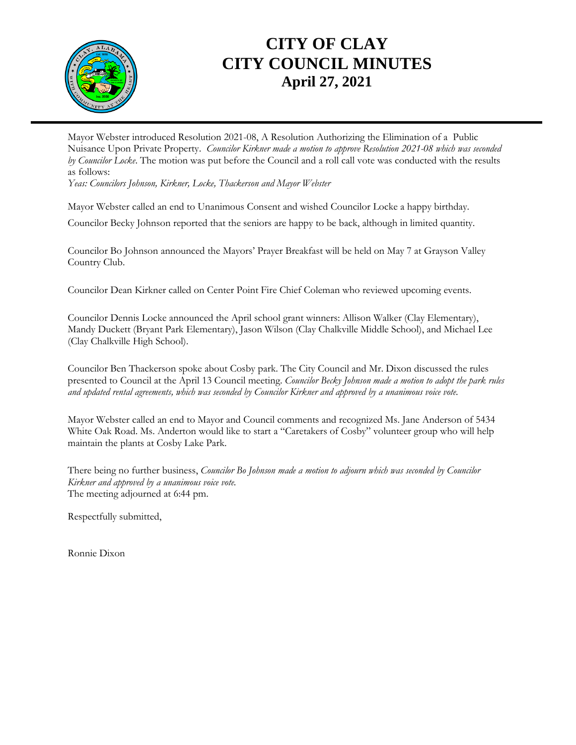# CITY OF CLAY
# CITY COUNCIL MINUTES
## April 27, 2021

Mayor Webster introduced Resolution 2021-08, A Resolution Authorizing the Elimination of a Public Nuisance Upon Private Property. *Councilor Kirkner made a motion to approve Resolution 2021-08 which was seconded by Councilor Locke*. The motion was put before the Council and a roll call vote was conducted with the results as follows:
*Yeas: Councilors Johnson, Kirkner, Locke, Thackerson and Mayor Webster*

Mayor Webster called an end to Unanimous Consent and wished Councilor Locke a happy birthday.

Councilor Becky Johnson reported that the seniors are happy to be back, although in limited quantity.

Councilor Bo Johnson announced the Mayors' Prayer Breakfast will be held on May 7 at Grayson Valley Country Club.

Councilor Dean Kirkner called on Center Point Fire Chief Coleman who reviewed upcoming events.

Councilor Dennis Locke announced the April school grant winners: Allison Walker (Clay Elementary), Mandy Duckett (Bryant Park Elementary), Jason Wilson (Clay Chalkville Middle School), and Michael Lee (Clay Chalkville High School).

Councilor Ben Thackerson spoke about Cosby park. The City Council and Mr. Dixon discussed the rules presented to Council at the April 13 Council meeting. *Councilor Becky Johnson made a motion to adopt the park rules and updated rental agreements, which was seconded by Councilor Kirkner and approved by a unanimous voice vote.*

Mayor Webster called an end to Mayor and Council comments and recognized Ms. Jane Anderson of 5434 White Oak Road. Ms. Anderton would like to start a "Caretakers of Cosby" volunteer group who will help maintain the plants at Cosby Lake Park.

There being no further business, *Councilor Bo Johnson made a motion to adjourn which was seconded by Councilor Kirkner and approved by a unanimous voice vote.*
The meeting adjourned at 6:44 pm.

Respectfully submitted,

Ronnie Dixon